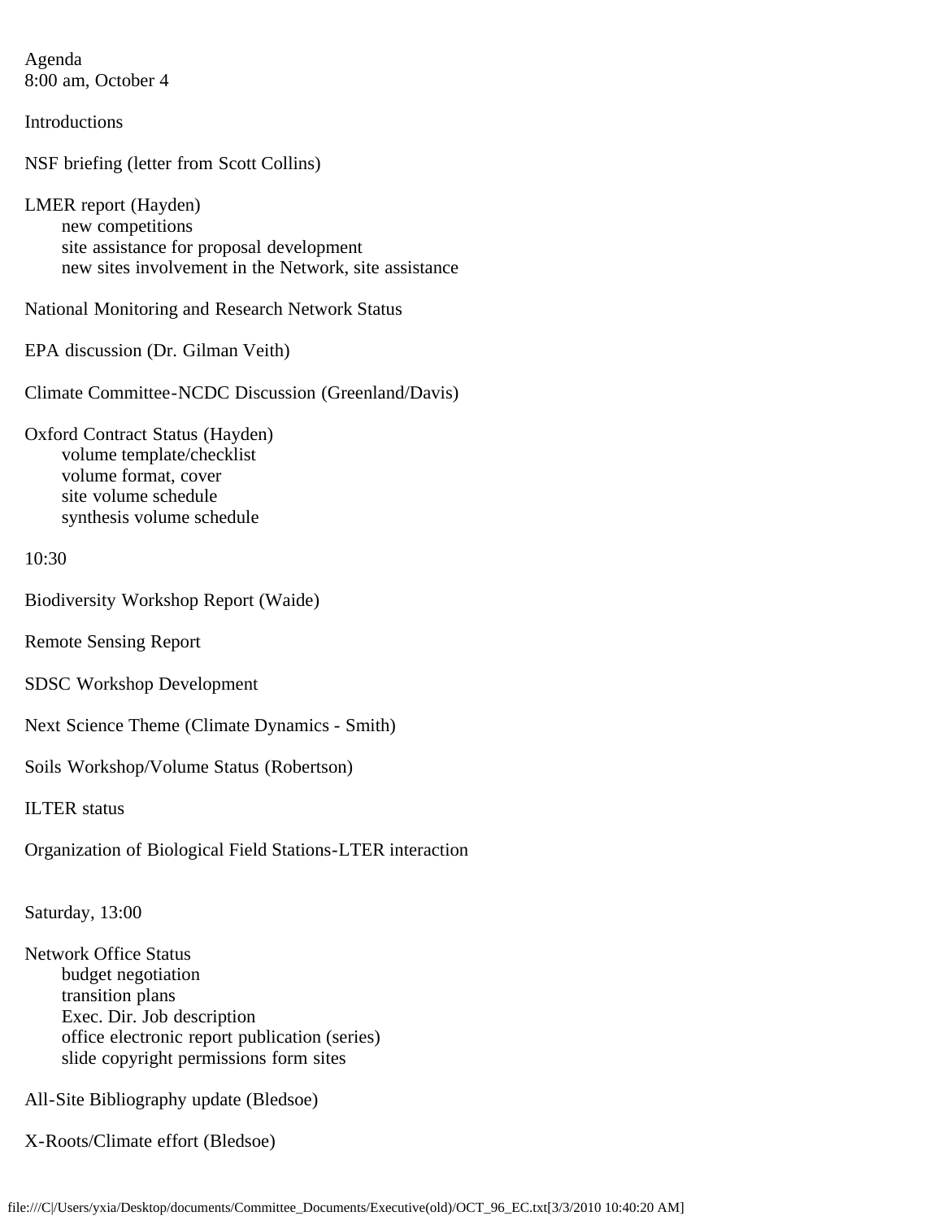Agenda
8:00 am, October 4

Introductions

NSF briefing (letter from Scott Collins)

LMER report (Hayden)
- new competitions
- site assistance for proposal development
- new sites involvement in the Network, site assistance

National Monitoring and Research Network Status

EPA discussion (Dr. Gilman Veith)

Climate Committee-NCDC Discussion (Greenland/Davis)

Oxford Contract Status (Hayden)
- volume template/checklist
- volume format, cover
- site volume schedule
- synthesis volume schedule

10:30

Biodiversity Workshop Report (Waide)

Remote Sensing Report

SDSC Workshop Development

Next Science Theme (Climate Dynamics - Smith)

Soils Workshop/Volume Status (Robertson)

ILTER status

Organization of Biological Field Stations-LTER interaction

Saturday, 13:00

Network Office Status
- budget negotiation
- transition plans
- Exec. Dir. Job description
- office electronic report publication (series)
- slide copyright permissions form sites

All-Site Bibliography update (Bledsoe)

X-Roots/Climate effort (Bledsoe)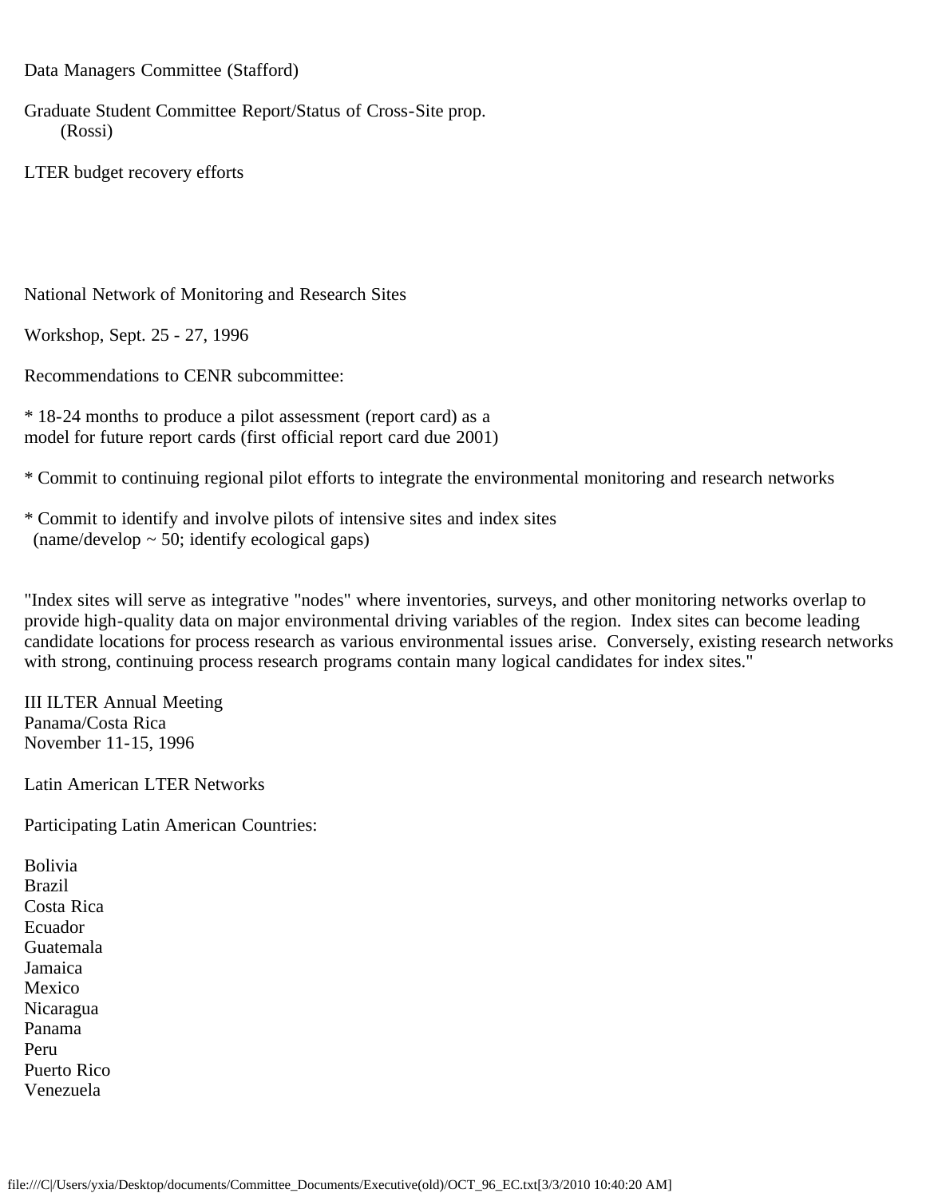Data Managers Committee (Stafford)

Graduate Student Committee Report/Status of Cross-Site prop.
(Rossi)

LTER budget recovery efforts

National Network of Monitoring and Research Sites

Workshop, Sept. 25 - 27, 1996

Recommendations to CENR subcommittee:

* 18-24 months to produce a pilot assessment (report card) as a model for future report cards (first official report card due 2001)

* Commit to continuing regional pilot efforts to integrate the environmental monitoring and research networks

* Commit to identify and involve pilots of intensive sites and index sites (name/develop ~ 50; identify ecological gaps)

"Index sites will serve as integrative "nodes" where inventories, surveys, and other monitoring networks overlap to provide high-quality data on major environmental driving variables of the region. Index sites can become leading candidate locations for process research as various environmental issues arise. Conversely, existing research networks with strong, continuing process research programs contain many logical candidates for index sites."

III ILTER Annual Meeting
Panama/Costa Rica
November 11-15, 1996

Latin American LTER Networks

Participating Latin American Countries:

Bolivia
Brazil
Costa Rica
Ecuador
Guatemala
Jamaica
Mexico
Nicaragua
Panama
Peru
Puerto Rico
Venezuela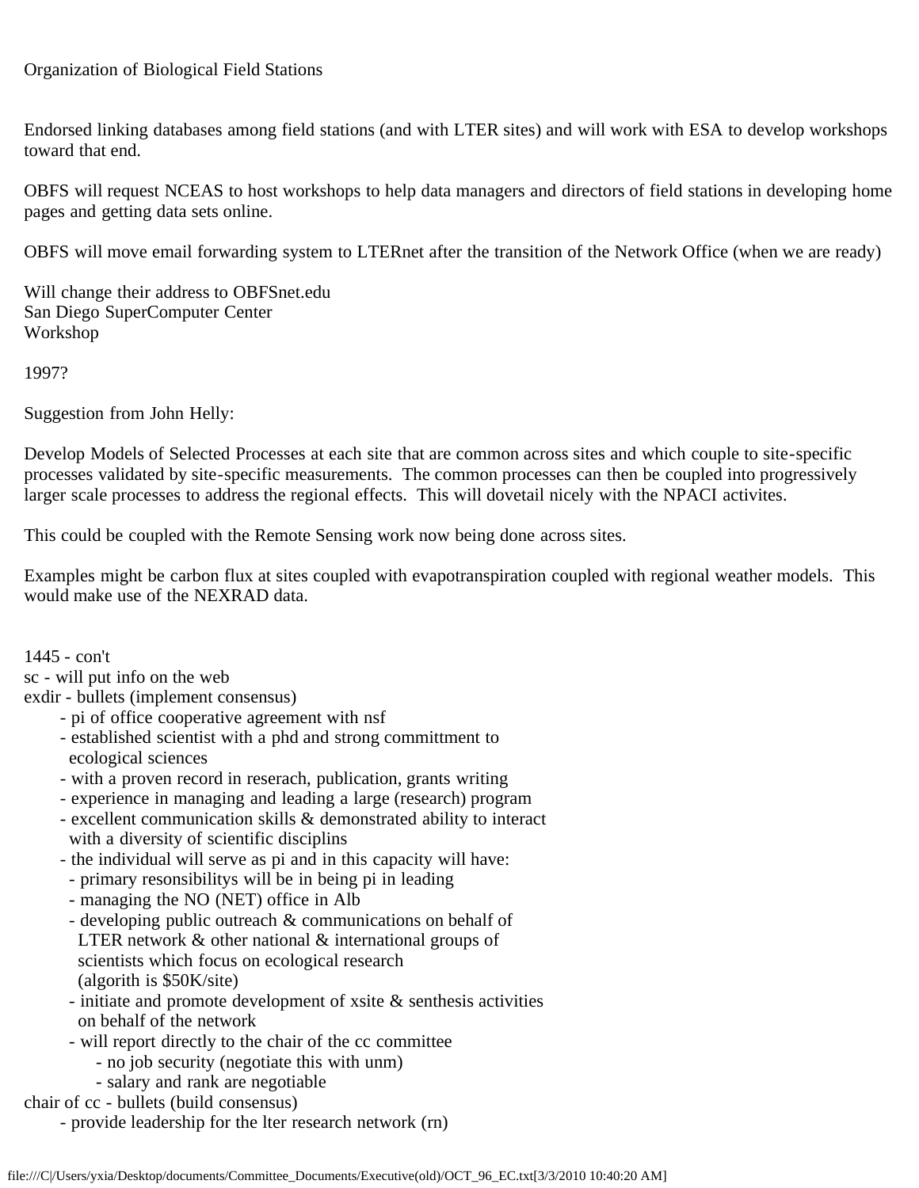Organization of Biological Field Stations

Endorsed linking databases among field stations (and with LTER sites) and will work with ESA to develop workshops toward that end.

OBFS will request NCEAS to host workshops to help data managers and directors of field stations in developing home pages and getting data sets online.

OBFS will move email forwarding system to LTERnet after the transition of the Network Office (when we are ready)

Will change their address to OBFSnet.edu
San Diego SuperComputer Center
Workshop

1997?

Suggestion from John Helly:

Develop Models of Selected Processes at each site that are common across sites and which couple to site-specific processes validated by site-specific measurements. The common processes can then be coupled into progressively larger scale processes to address the regional effects. This will dovetail nicely with the NPACI activites.

This could be coupled with the Remote Sensing work now being done across sites.

Examples might be carbon flux at sites coupled with evapotranspiration coupled with regional weather models. This would make use of the NEXRAD data.

```
1445 - con't
sc - will put info on the web
exdir - bullets (implement consensus)
      - pi of office cooperative agreement with nsf
      - established scientist with a phd and strong committment to
        ecological sciences
      - with a proven record in reserach, publication, grants writing
      - experience in managing and leading a large (research) program
      - excellent communication skills & demonstrated ability to interact
        with a diversity of scientific disciplins
      - the individual will serve as pi and in this capacity will have:
        - primary resonsibilitys will be in being pi in leading
        - managing the NO (NET) office in Alb
        - developing public outreach & communications on behalf of
          LTER network & other national & international groups of
          scientists which focus on ecological research
          (algorith is $50K/site)
        - initiate and promote development of xsite & senthesis activities
          on behalf of the network
        - will report directly to the chair of the cc committee
             - no job security (negotiate this with unm)
             - salary and rank are negotiable
chair of cc - bullets (build consensus)
      - provide leadership for the lter research network (rn)
```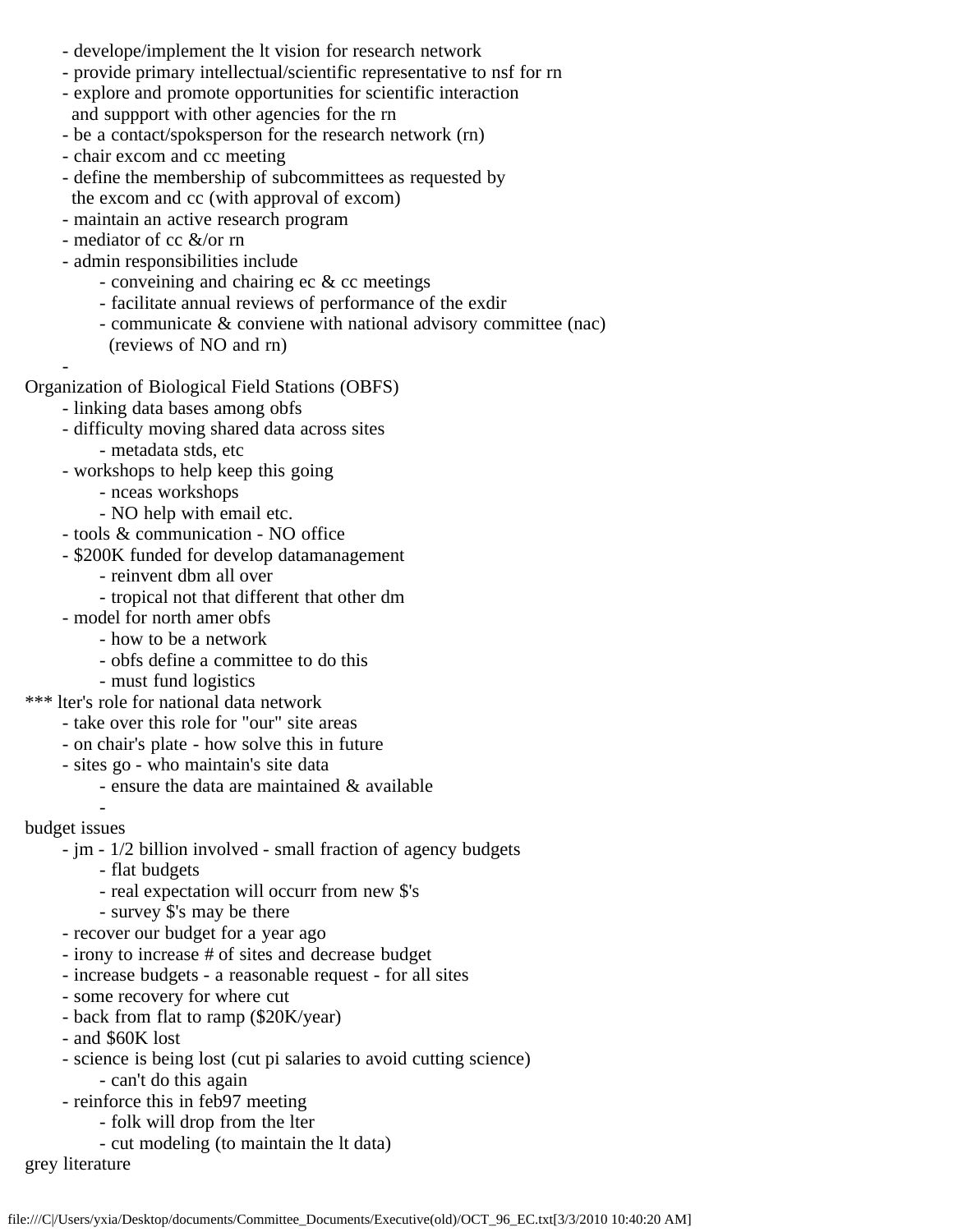- develope/implement the lt vision for research network
- provide primary intellectual/scientific representative to nsf for rn
- explore and promote opportunities for scientific interaction and suppport with other agencies for the rn
- be a contact/spoksperson for the research network (rn)
- chair excom and cc meeting
- define the membership of subcommittees as requested by the excom and cc (with approval of excom)
- maintain an active research program
- mediator of cc &/or rn
- admin responsibilities include
    - conveining and chairing ec & cc meetings
    - facilitate annual reviews of performance of the exdir
    - communicate & conviene with national advisory committee (nac) (reviews of NO and rn)
-

Organization of Biological Field Stations (OBFS)

- linking data bases among obfs
- difficulty moving shared data across sites
    - metadata stds, etc
- workshops to help keep this going
    - nceas workshops
    - NO help with email etc.
- tools & communication - NO office
- $200K funded for develop datamanagement
    - reinvent dbm all over
    - tropical not that different that other dm
- model for north amer obfs
    - how to be a network
    - obfs define a committee to do this
    - must fund logistics

*** lter's role for national data network

- take over this role for "our" site areas
- on chair's plate - how solve this in future
- sites go - who maintain's site data
    - ensure the data are maintained & available
    -

budget issues

- jm - 1/2 billion involved - small fraction of agency budgets
    - flat budgets
    - real expectation will occurr from new $'s
    - survey $'s may be there
- recover our budget for a year ago
- irony to increase # of sites and decrease budget
- increase budgets - a reasonable request - for all sites
- some recovery for where cut
- back from flat to ramp ($20K/year)
- and $60K lost
- science is being lost (cut pi salaries to avoid cutting science)
    - can't do this again
- reinforce this in feb97 meeting
    - folk will drop from the lter
    - cut modeling (to maintain the lt data)

grey literature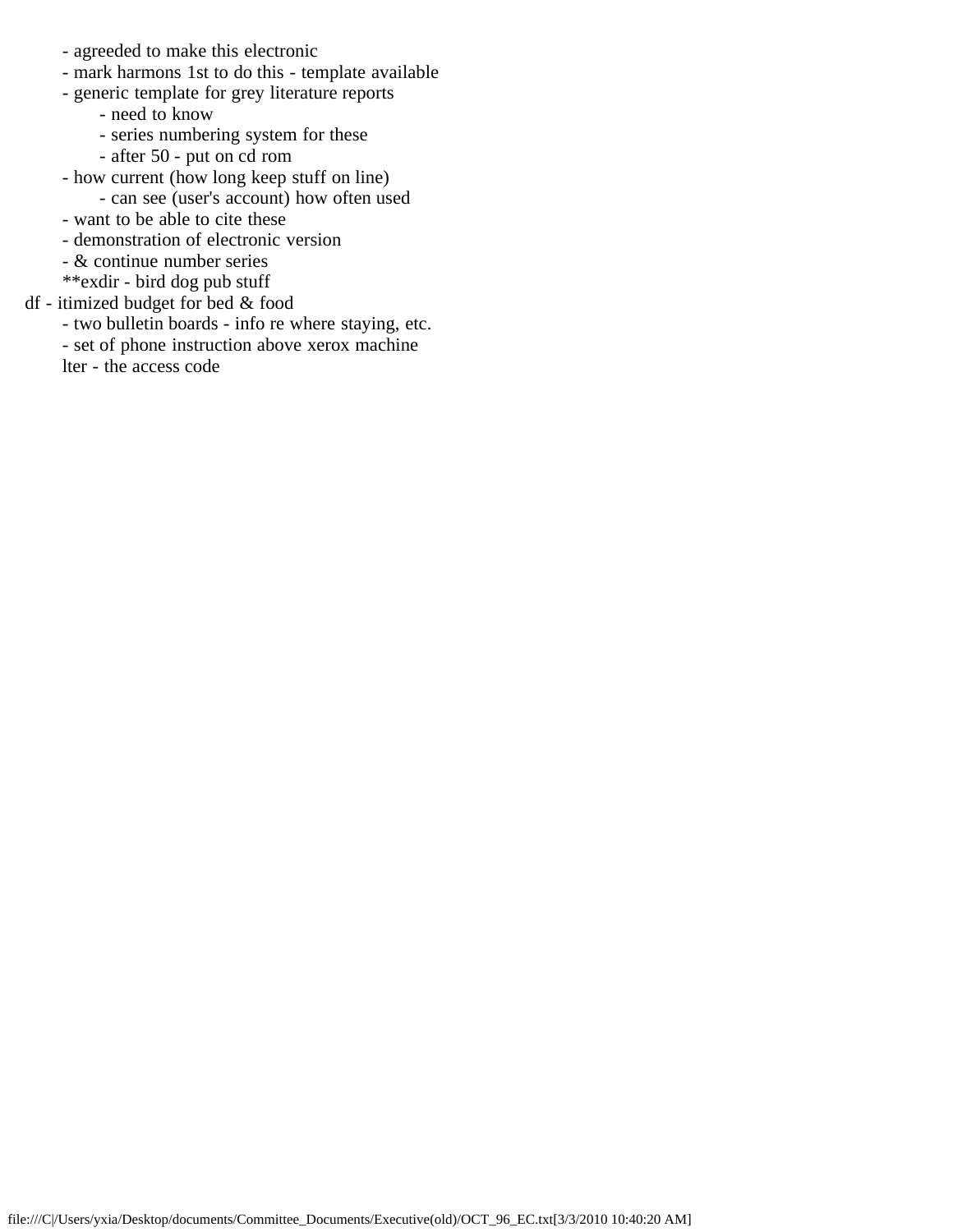- agreeded to make this electronic
- mark harmons 1st to do this - template available
- generic template for grey literature reports
    - need to know
    - series numbering system for these
    - after 50 - put on cd rom
- how current (how long keep stuff on line)
    - can see (user's account) how often used
- want to be able to cite these
- demonstration of electronic version
- & continue number series

**exdir - bird dog pub stuff

df - itimized budget for bed & food

- two bulletin boards - info re where staying, etc.
- set of phone instruction above xerox machine

lter - the access code